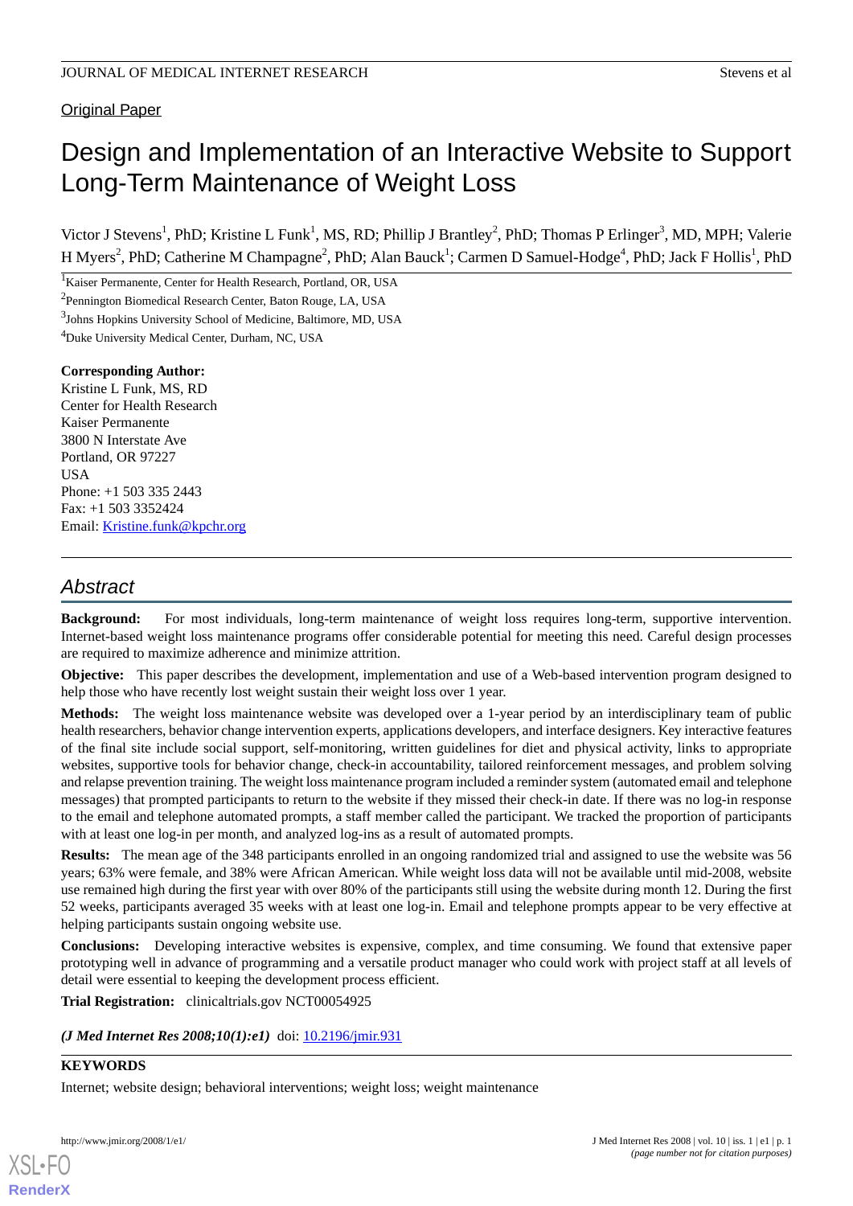Original Paper

# Design and Implementation of an Interactive Website to Support Long-Term Maintenance of Weight Loss

Victor J Stevens[1], PhD; Kristine L Funk[1], MS, RD; Phillip J Brantley[2], PhD; Thomas P Erlinger[3], MD, MPH; Valerie H Myers[2], PhD; Catherine M Champagne[2], PhD; Alan Bauck[1]; Carmen D Samuel-Hodge[4], PhD; Jack F Hollis[1], PhD

[1]Kaiser Permanente, Center for Health Research, Portland, OR, USA

[2]Pennington Biomedical Research Center, Baton Rouge, LA, USA

[3]Johns Hopkins University School of Medicine, Baltimore, MD, USA

[4]Duke University Medical Center, Durham, NC, USA

**Corresponding Author:**
Kristine L Funk, MS, RD
Center for Health Research
Kaiser Permanente
3800 N Interstate Ave
Portland, OR 97227
USA
Phone: +1 503 335 2443
Fax: +1 503 3352424
Email: Kristine.funk@kpchr.org

## *Abstract*

**Background:** For most individuals, long-term maintenance of weight loss requires long-term, supportive intervention. Internet-based weight loss maintenance programs offer considerable potential for meeting this need. Careful design processes are required to maximize adherence and minimize attrition.

**Objective:** This paper describes the development, implementation and use of a Web-based intervention program designed to help those who have recently lost weight sustain their weight loss over 1 year.

**Methods:** The weight loss maintenance website was developed over a 1-year period by an interdisciplinary team of public health researchers, behavior change intervention experts, applications developers, and interface designers. Key interactive features of the final site include social support, self-monitoring, written guidelines for diet and physical activity, links to appropriate websites, supportive tools for behavior change, check-in accountability, tailored reinforcement messages, and problem solving and relapse prevention training. The weight loss maintenance program included a reminder system (automated email and telephone messages) that prompted participants to return to the website if they missed their check-in date. If there was no log-in response to the email and telephone automated prompts, a staff member called the participant. We tracked the proportion of participants with at least one log-in per month, and analyzed log-ins as a result of automated prompts.

**Results:** The mean age of the 348 participants enrolled in an ongoing randomized trial and assigned to use the website was 56 years; 63% were female, and 38% were African American. While weight loss data will not be available until mid-2008, website use remained high during the first year with over 80% of the participants still using the website during month 12. During the first 52 weeks, participants averaged 35 weeks with at least one log-in. Email and telephone prompts appear to be very effective at helping participants sustain ongoing website use.

**Conclusions:** Developing interactive websites is expensive, complex, and time consuming. We found that extensive paper prototyping well in advance of programming and a versatile product manager who could work with project staff at all levels of detail were essential to keeping the development process efficient.

**Trial Registration:** clinicaltrials.gov NCT00054925

***(J Med Internet Res 2008;10(1):e1)*** doi: 10.2196/jmir.931

**KEYWORDS**

Internet; website design; behavioral interventions; weight loss; weight maintenance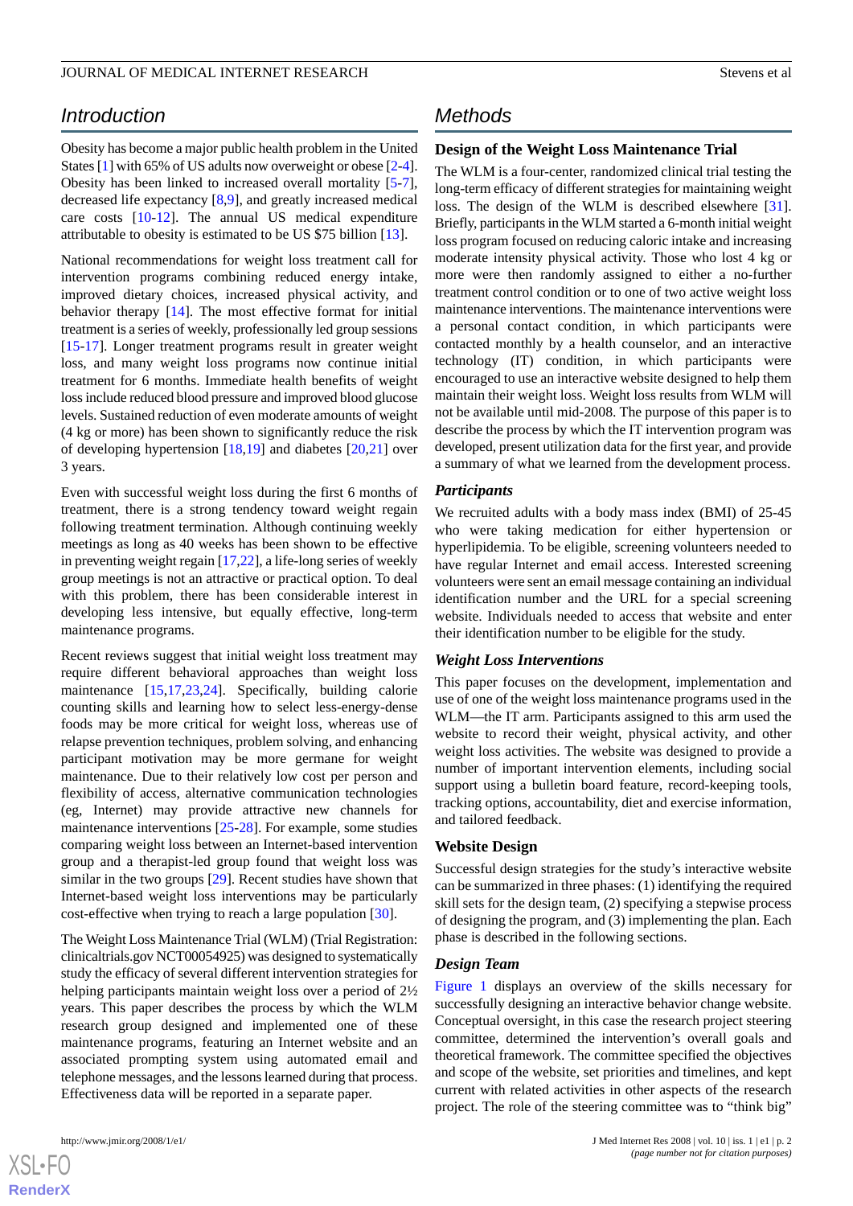## Introduction

Obesity has become a major public health problem in the United States [1] with 65% of US adults now overweight or obese [2-4]. Obesity has been linked to increased overall mortality [5-7], decreased life expectancy [8,9], and greatly increased medical care costs [10-12]. The annual US medical expenditure attributable to obesity is estimated to be US $75 billion [13].

National recommendations for weight loss treatment call for intervention programs combining reduced energy intake, improved dietary choices, increased physical activity, and behavior therapy [14]. The most effective format for initial treatment is a series of weekly, professionally led group sessions [15-17]. Longer treatment programs result in greater weight loss, and many weight loss programs now continue initial treatment for 6 months. Immediate health benefits of weight loss include reduced blood pressure and improved blood glucose levels. Sustained reduction of even moderate amounts of weight (4 kg or more) has been shown to significantly reduce the risk of developing hypertension [18,19] and diabetes [20,21] over 3 years.

Even with successful weight loss during the first 6 months of treatment, there is a strong tendency toward weight regain following treatment termination. Although continuing weekly meetings as long as 40 weeks has been shown to be effective in preventing weight regain [17,22], a life-long series of weekly group meetings is not an attractive or practical option. To deal with this problem, there has been considerable interest in developing less intensive, but equally effective, long-term maintenance programs.

Recent reviews suggest that initial weight loss treatment may require different behavioral approaches than weight loss maintenance [15,17,23,24]. Specifically, building calorie counting skills and learning how to select less-energy-dense foods may be more critical for weight loss, whereas use of relapse prevention techniques, problem solving, and enhancing participant motivation may be more germane for weight maintenance. Due to their relatively low cost per person and flexibility of access, alternative communication technologies (eg, Internet) may provide attractive new channels for maintenance interventions [25-28]. For example, some studies comparing weight loss between an Internet-based intervention group and a therapist-led group found that weight loss was similar in the two groups [29]. Recent studies have shown that Internet-based weight loss interventions may be particularly cost-effective when trying to reach a large population [30].

The Weight Loss Maintenance Trial (WLM) (Trial Registration: clinicaltrials.gov NCT00054925) was designed to systematically study the efficacy of several different intervention strategies for helping participants maintain weight loss over a period of 2½ years. This paper describes the process by which the WLM research group designed and implemented one of these maintenance programs, featuring an Internet website and an associated prompting system using automated email and telephone messages, and the lessons learned during that process. Effectiveness data will be reported in a separate paper.

## Methods

### Design of the Weight Loss Maintenance Trial

The WLM is a four-center, randomized clinical trial testing the long-term efficacy of different strategies for maintaining weight loss. The design of the WLM is described elsewhere [31]. Briefly, participants in the WLM started a 6-month initial weight loss program focused on reducing caloric intake and increasing moderate intensity physical activity. Those who lost 4 kg or more were then randomly assigned to either a no-further treatment control condition or to one of two active weight loss maintenance interventions. The maintenance interventions were a personal contact condition, in which participants were contacted monthly by a health counselor, and an interactive technology (IT) condition, in which participants were encouraged to use an interactive website designed to help them maintain their weight loss. Weight loss results from WLM will not be available until mid-2008. The purpose of this paper is to describe the process by which the IT intervention program was developed, present utilization data for the first year, and provide a summary of what we learned from the development process.

### *Participants*

We recruited adults with a body mass index (BMI) of 25-45 who were taking medication for either hypertension or hyperlipidemia. To be eligible, screening volunteers needed to have regular Internet and email access. Interested screening volunteers were sent an email message containing an individual identification number and the URL for a special screening website. Individuals needed to access that website and enter their identification number to be eligible for the study.

### *Weight Loss Interventions*

This paper focuses on the development, implementation and use of one of the weight loss maintenance programs used in the WLM—the IT arm. Participants assigned to this arm used the website to record their weight, physical activity, and other weight loss activities. The website was designed to provide a number of important intervention elements, including social support using a bulletin board feature, record-keeping tools, tracking options, accountability, diet and exercise information, and tailored feedback.

### Website Design

Successful design strategies for the study's interactive website can be summarized in three phases: (1) identifying the required skill sets for the design team, (2) specifying a stepwise process of designing the program, and (3) implementing the plan. Each phase is described in the following sections.

### *Design Team*

Figure 1 displays an overview of the skills necessary for successfully designing an interactive behavior change website. Conceptual oversight, in this case the research project steering committee, determined the intervention's overall goals and theoretical framework. The committee specified the objectives and scope of the website, set priorities and timelines, and kept current with related activities in other aspects of the research project. The role of the steering committee was to "think big"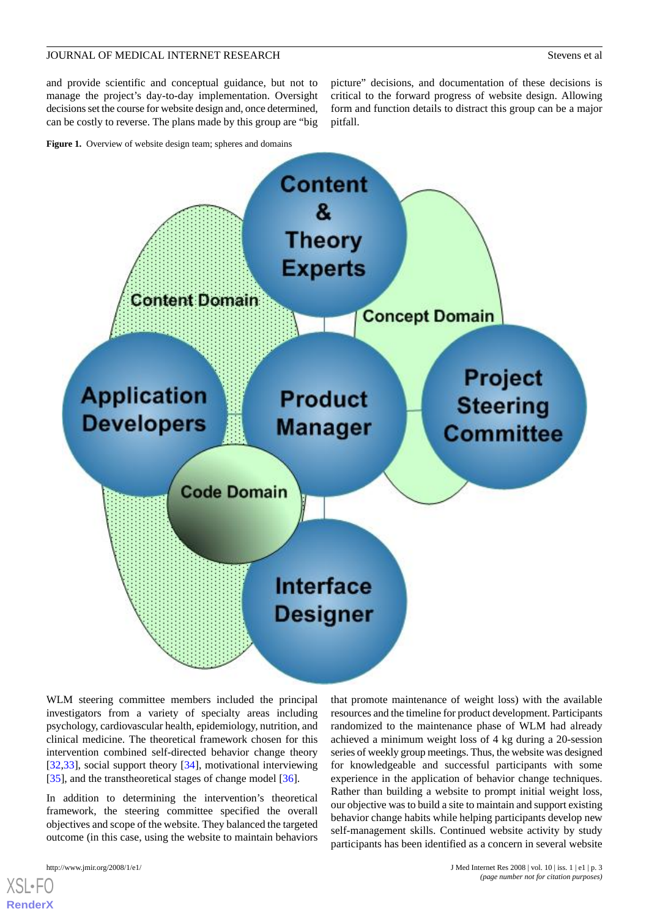and provide scientific and conceptual guidance, but not to manage the project's day-to-day implementation. Oversight decisions set the course for website design and, once determined, can be costly to reverse. The plans made by this group are "big picture" decisions, and documentation of these decisions is critical to the forward progress of website design. Allowing form and function details to distract this group can be a major pitfall.

**Figure 1.** Overview of website design team; spheres and domains

WLM steering committee members included the principal investigators from a variety of specialty areas including psychology, cardiovascular health, epidemiology, nutrition, and clinical medicine. The theoretical framework chosen for this intervention combined self-directed behavior change theory [32,33], social support theory [34], motivational interviewing [35], and the transtheoretical stages of change model [36].

In addition to determining the intervention's theoretical framework, the steering committee specified the overall objectives and scope of the website. They balanced the targeted outcome (in this case, using the website to maintain behaviors that promote maintenance of weight loss) with the available resources and the timeline for product development. Participants randomized to the maintenance phase of WLM had already achieved a minimum weight loss of 4 kg during a 20-session series of weekly group meetings. Thus, the website was designed for knowledgeable and successful participants with some experience in the application of behavior change techniques. Rather than building a website to prompt initial weight loss, our objective was to build a site to maintain and support existing behavior change habits while helping participants develop new self-management skills. Continued website activity by study participants has been identified as a concern in several website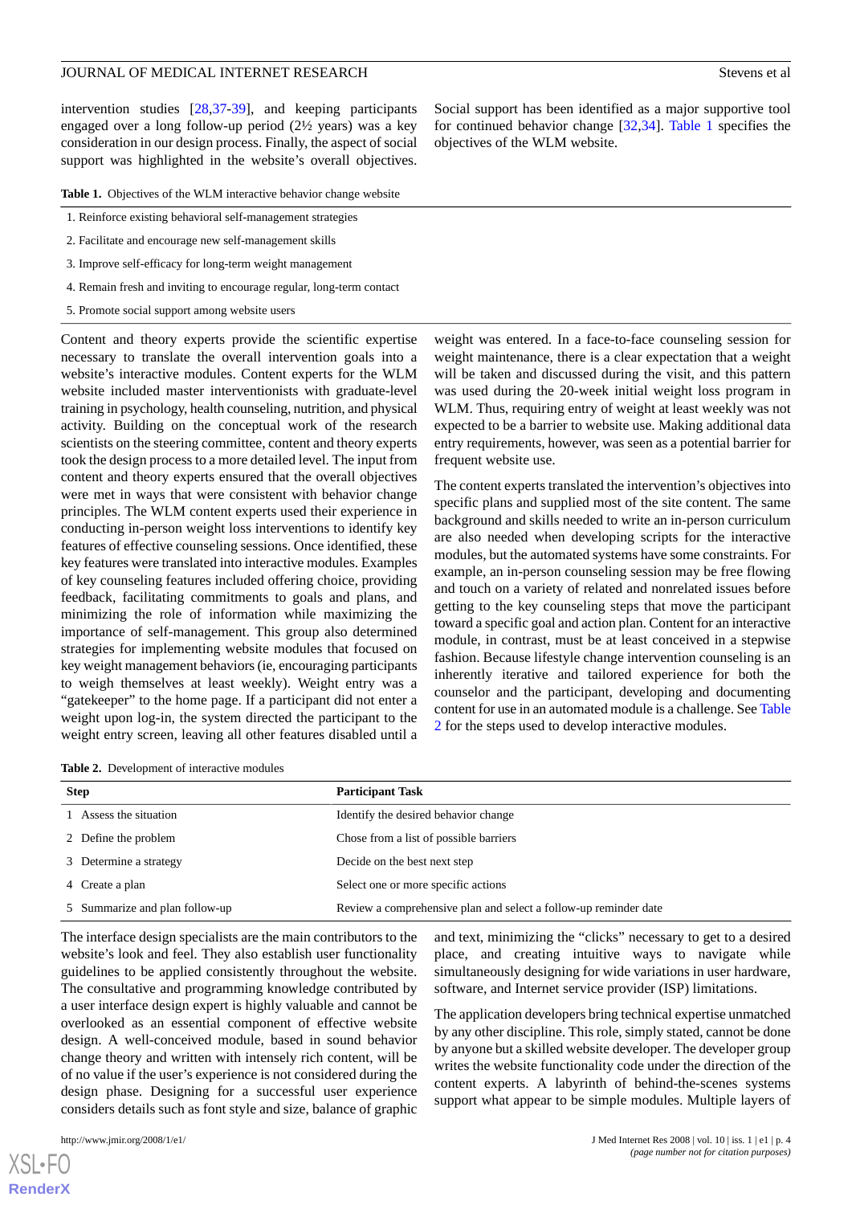intervention studies [28,37-39], and keeping participants engaged over a long follow-up period (2½ years) was a key consideration in our design process. Finally, the aspect of social support was highlighted in the website's overall objectives. Social support has been identified as a major supportive tool for continued behavior change [32,34]. Table 1 specifies the objectives of the WLM website.

**Table 1.** Objectives of the WLM interactive behavior change website

| |
|---|
| 1. Reinforce existing behavioral self-management strategies |
| 2. Facilitate and encourage new self-management skills |
| 3. Improve self-efficacy for long-term weight management |
| 4. Remain fresh and inviting to encourage regular, long-term contact |
| 5. Promote social support among website users |

Content and theory experts provide the scientific expertise necessary to translate the overall intervention goals into a website's interactive modules. Content experts for the WLM website included master interventionists with graduate-level training in psychology, health counseling, nutrition, and physical activity. Building on the conceptual work of the research scientists on the steering committee, content and theory experts took the design process to a more detailed level. The input from content and theory experts ensured that the overall objectives were met in ways that were consistent with behavior change principles. The WLM content experts used their experience in conducting in-person weight loss interventions to identify key features of effective counseling sessions. Once identified, these key features were translated into interactive modules. Examples of key counseling features included offering choice, providing feedback, facilitating commitments to goals and plans, and minimizing the role of information while maximizing the importance of self-management. This group also determined strategies for implementing website modules that focused on key weight management behaviors (ie, encouraging participants to weigh themselves at least weekly). Weight entry was a "gatekeeper" to the home page. If a participant did not enter a weight upon log-in, the system directed the participant to the weight entry screen, leaving all other features disabled until a weight was entered. In a face-to-face counseling session for weight maintenance, there is a clear expectation that a weight will be taken and discussed during the visit, and this pattern was used during the 20-week initial weight loss program in WLM. Thus, requiring entry of weight at least weekly was not expected to be a barrier to website use. Making additional data entry requirements, however, was seen as a potential barrier for frequent website use.

The content experts translated the intervention's objectives into specific plans and supplied most of the site content. The same background and skills needed to write an in-person curriculum are also needed when developing scripts for the interactive modules, but the automated systems have some constraints. For example, an in-person counseling session may be free flowing and touch on a variety of related and nonrelated issues before getting to the key counseling steps that move the participant toward a specific goal and action plan. Content for an interactive module, in contrast, must be at least conceived in a stepwise fashion. Because lifestyle change intervention counseling is an inherently iterative and tailored experience for both the counselor and the participant, developing and documenting content for use in an automated module is a challenge. See Table 2 for the steps used to develop interactive modules.

**Table 2.** Development of interactive modules

| Step | Participant Task |
|---|---|
| 1 Assess the situation | Identify the desired behavior change |
| 2 Define the problem | Chose from a list of possible barriers |
| 3 Determine a strategy | Decide on the best next step |
| 4 Create a plan | Select one or more specific actions |
| 5 Summarize and plan follow-up | Review a comprehensive plan and select a follow-up reminder date |

The interface design specialists are the main contributors to the website's look and feel. They also establish user functionality guidelines to be applied consistently throughout the website. The consultative and programming knowledge contributed by a user interface design expert is highly valuable and cannot be overlooked as an essential component of effective website design. A well-conceived module, based in sound behavior change theory and written with intensely rich content, will be of no value if the user's experience is not considered during the design phase. Designing for a successful user experience considers details such as font style and size, balance of graphic and text, minimizing the "clicks" necessary to get to a desired place, and creating intuitive ways to navigate while simultaneously designing for wide variations in user hardware, software, and Internet service provider (ISP) limitations.

The application developers bring technical expertise unmatched by any other discipline. This role, simply stated, cannot be done by anyone but a skilled website developer. The developer group writes the website functionality code under the direction of the content experts. A labyrinth of behind-the-scenes systems support what appear to be simple modules. Multiple layers of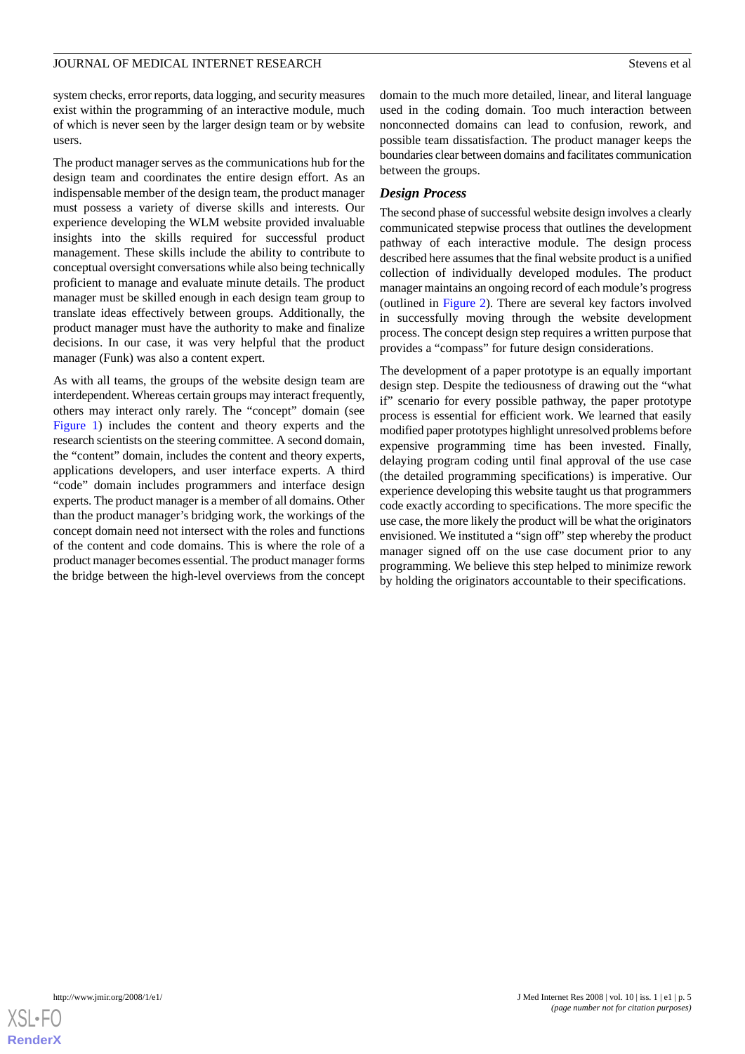system checks, error reports, data logging, and security measures exist within the programming of an interactive module, much of which is never seen by the larger design team or by website users.

The product manager serves as the communications hub for the design team and coordinates the entire design effort. As an indispensable member of the design team, the product manager must possess a variety of diverse skills and interests. Our experience developing the WLM website provided invaluable insights into the skills required for successful product management. These skills include the ability to contribute to conceptual oversight conversations while also being technically proficient to manage and evaluate minute details. The product manager must be skilled enough in each design team group to translate ideas effectively between groups. Additionally, the product manager must have the authority to make and finalize decisions. In our case, it was very helpful that the product manager (Funk) was also a content expert.

As with all teams, the groups of the website design team are interdependent. Whereas certain groups may interact frequently, others may interact only rarely. The "concept" domain (see Figure 1) includes the content and theory experts and the research scientists on the steering committee. A second domain, the "content" domain, includes the content and theory experts, applications developers, and user interface experts. A third "code" domain includes programmers and interface design experts. The product manager is a member of all domains. Other than the product manager's bridging work, the workings of the concept domain need not intersect with the roles and functions of the content and code domains. This is where the role of a product manager becomes essential. The product manager forms the bridge between the high-level overviews from the concept domain to the much more detailed, linear, and literal language used in the coding domain. Too much interaction between nonconnected domains can lead to confusion, rework, and possible team dissatisfaction. The product manager keeps the boundaries clear between domains and facilitates communication between the groups.

### Design Process

The second phase of successful website design involves a clearly communicated stepwise process that outlines the development pathway of each interactive module. The design process described here assumes that the final website product is a unified collection of individually developed modules. The product manager maintains an ongoing record of each module's progress (outlined in Figure 2). There are several key factors involved in successfully moving through the website development process. The concept design step requires a written purpose that provides a "compass" for future design considerations.

The development of a paper prototype is an equally important design step. Despite the tediousness of drawing out the "what if" scenario for every possible pathway, the paper prototype process is essential for efficient work. We learned that easily modified paper prototypes highlight unresolved problems before expensive programming time has been invested. Finally, delaying program coding until final approval of the use case (the detailed programming specifications) is imperative. Our experience developing this website taught us that programmers code exactly according to specifications. The more specific the use case, the more likely the product will be what the originators envisioned. We instituted a "sign off" step whereby the product manager signed off on the use case document prior to any programming. We believe this step helped to minimize rework by holding the originators accountable to their specifications.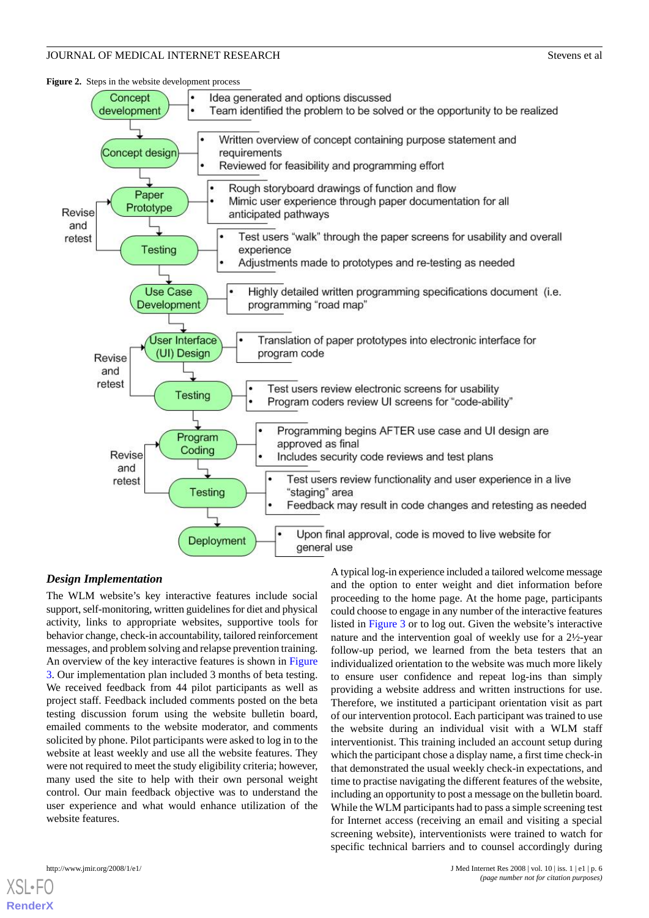**Figure 2.** Steps in the website development process

| Step | Description |
|---|---|
| Concept development | • Idea generated and options discussed<br>• Team identified the problem to be solved or the opportunity to be realized |
| Concept design | • Written overview of concept containing purpose statement and requirements<br>• Reviewed for feasibility and programming effort |
| Paper Prototype | • Rough storyboard drawings of function and flow<br>• Mimic user experience through paper documentation for all anticipated pathways |
| Testing (Revise and retest) | • Test users "walk" through the paper screens for usability and overall experience<br>• Adjustments made to prototypes and re-testing as needed |
| Use Case Development | • Highly detailed written programming specifications document (i.e. programming "road map" |
| User Interface (UI) Design | • Translation of paper prototypes into electronic interface for program code |
| Testing (Revise and retest) | • Test users review electronic screens for usability<br>• Program coders review UI screens for "code-ability" |
| Program Coding | • Programming begins AFTER use case and UI design are approved as final<br>• Includes security code reviews and test plans |
| Testing (Revise and retest) | • Test users review functionality and user experience in a live "staging" area<br>• Feedback may result in code changes and retesting as needed |
| Deployment | • Upon final approval, code is moved to live website for general use |

### *Design Implementation*

The WLM website's key interactive features include social support, self-monitoring, written guidelines for diet and physical activity, links to appropriate websites, supportive tools for behavior change, check-in accountability, tailored reinforcement messages, and problem solving and relapse prevention training. An overview of the key interactive features is shown in Figure 3. Our implementation plan included 3 months of beta testing. We received feedback from 44 pilot participants as well as project staff. Feedback included comments posted on the beta testing discussion forum using the website bulletin board, emailed comments to the website moderator, and comments solicited by phone. Pilot participants were asked to log in to the website at least weekly and use all the website features. They were not required to meet the study eligibility criteria; however, many used the site to help with their own personal weight control. Our main feedback objective was to understand the user experience and what would enhance utilization of the website features.

A typical log-in experience included a tailored welcome message and the option to enter weight and diet information before proceeding to the home page. At the home page, participants could choose to engage in any number of the interactive features listed in Figure 3 or to log out. Given the website's interactive nature and the intervention goal of weekly use for a 2½-year follow-up period, we learned from the beta testers that an individualized orientation to the website was much more likely to ensure user confidence and repeat log-ins than simply providing a website address and written instructions for use. Therefore, we instituted a participant orientation visit as part of our intervention protocol. Each participant was trained to use the website during an individual visit with a WLM staff interventionist. This training included an account setup during which the participant chose a display name, a first time check-in that demonstrated the usual weekly check-in expectations, and time to practise navigating the different features of the website, including an opportunity to post a message on the bulletin board. While the WLM participants had to pass a simple screening test for Internet access (receiving an email and visiting a special screening website), interventionists were trained to watch for specific technical barriers and to counsel accordingly during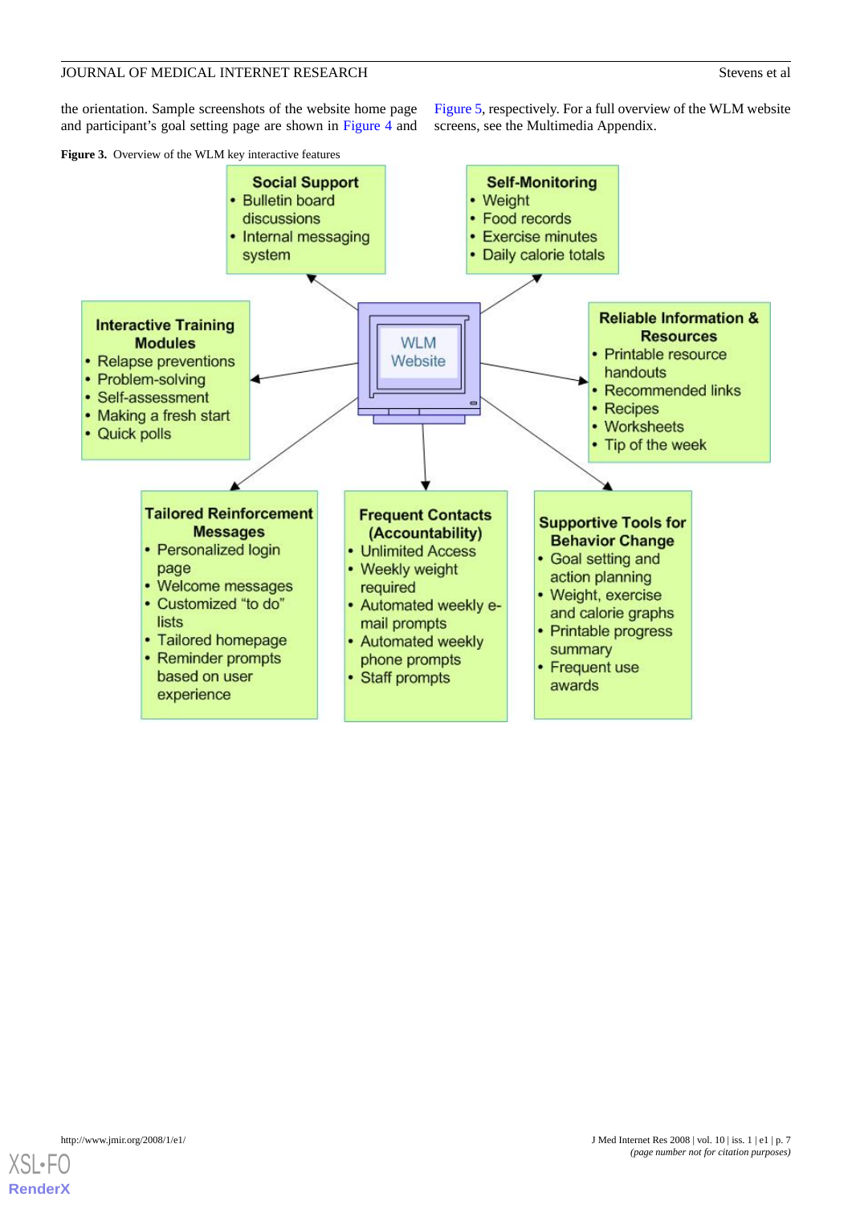the orientation. Sample screenshots of the website home page and participant's goal setting page are shown in Figure 4 and Figure 5, respectively. For a full overview of the WLM website screens, see the Multimedia Appendix.

**Figure 3.** Overview of the WLM key interactive features

**WLM Website**

**Social Support**
- Bulletin board discussions
- Internal messaging system

**Self-Monitoring**
- Weight
- Food records
- Exercise minutes
- Daily calorie totals

**Interactive Training Modules**
- Relapse preventions
- Problem-solving
- Self-assessment
- Making a fresh start
- Quick polls

**Reliable Information & Resources**
- Printable resource handouts
- Recommended links
- Recipes
- Worksheets
- Tip of the week

**Tailored Reinforcement Messages**
- Personalized login page
- Welcome messages
- Customized "to do" lists
- Tailored homepage
- Reminder prompts based on user experience

**Frequent Contacts (Accountability)**
- Unlimited Access
- Weekly weight required
- Automated weekly e-mail prompts
- Automated weekly phone prompts
- Staff prompts

**Supportive Tools for Behavior Change**
- Goal setting and action planning
- Weight, exercise and calorie graphs
- Printable progress summary
- Frequent use awards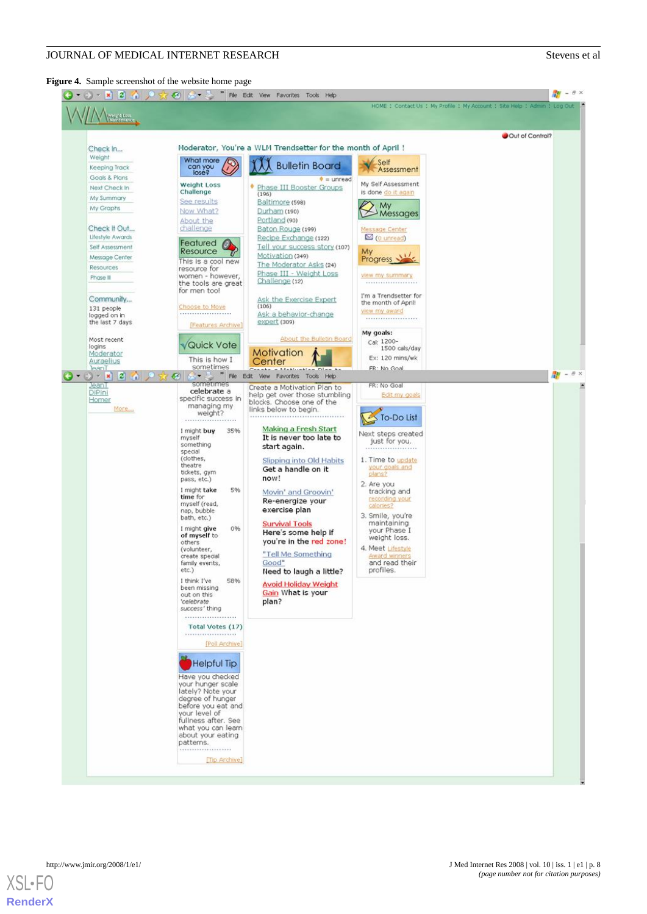**Figure 4.** Sample screenshot of the website home page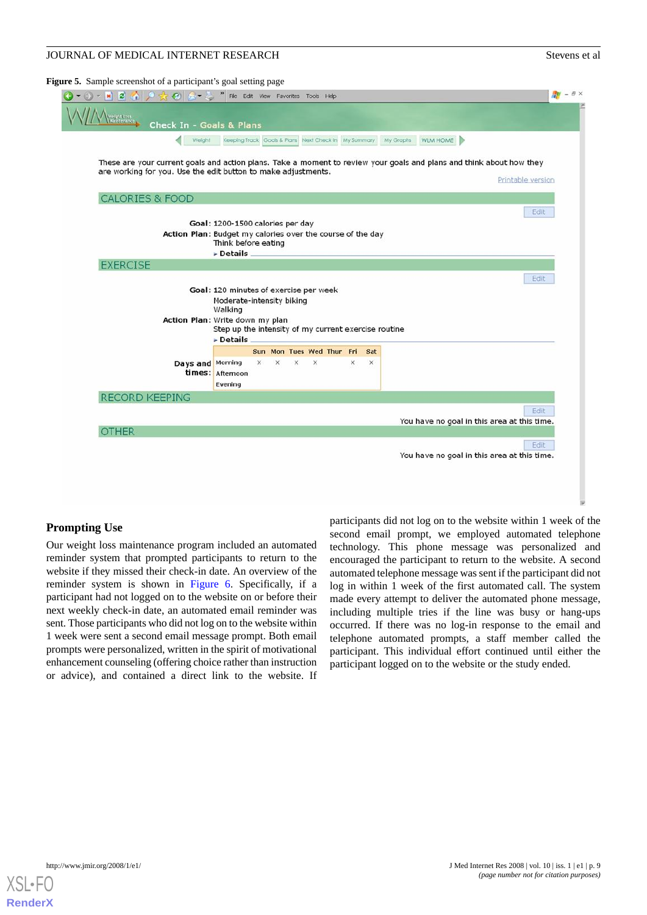**Figure 5.** Sample screenshot of a participant's goal setting page

## Prompting Use

Our weight loss maintenance program included an automated reminder system that prompted participants to return to the website if they missed their check-in date. An overview of the reminder system is shown in Figure 6. Specifically, if a participant had not logged on to the website on or before their next weekly check-in date, an automated email reminder was sent. Those participants who did not log on to the website within 1 week were sent a second email message prompt. Both email prompts were personalized, written in the spirit of motivational enhancement counseling (offering choice rather than instruction or advice), and contained a direct link to the website. If participants did not log on to the website within 1 week of the second email prompt, we employed automated telephone technology. This phone message was personalized and encouraged the participant to return to the website. A second automated telephone message was sent if the participant did not log in within 1 week of the first automated call. The system made every attempt to deliver the automated phone message, including multiple tries if the line was busy or hang-ups occurred. If there was no log-in response to the email and telephone automated prompts, a staff member called the participant. This individual effort continued until either the participant logged on to the website or the study ended.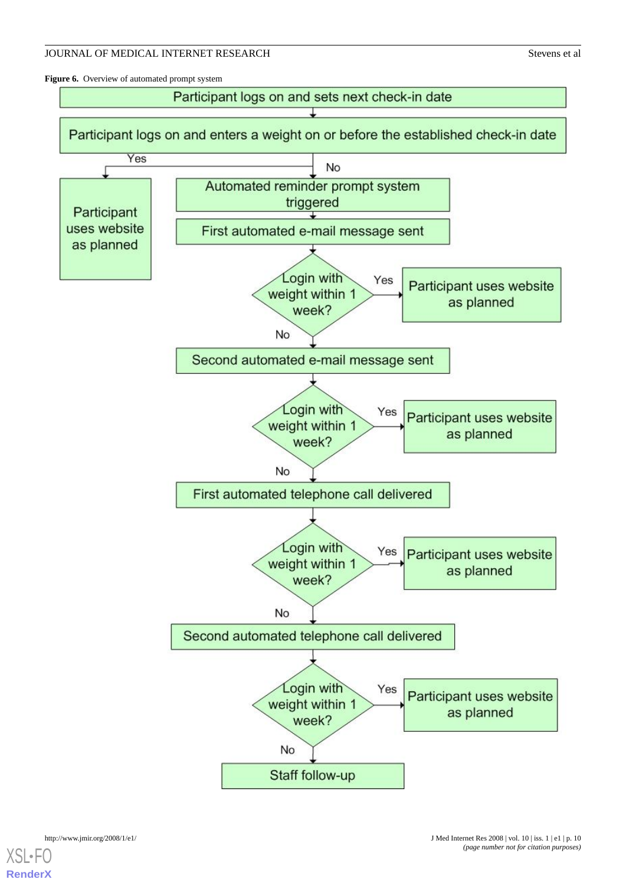**Figure 6.** Overview of automated prompt system

Participant logs on and sets next check-in date

Participant logs on and enters a weight on or before the established check-in date

Yes → Participant uses website as planned

No → Automated reminder prompt system triggered

First automated e-mail message sent

Login with weight within 1 week? Yes → Participant uses website as planned

No → Second automated e-mail message sent

Login with weight within 1 week? Yes → Participant uses website as planned

No → First automated telephone call delivered

Login with weight within 1 week? Yes → Participant uses website as planned

No → Second automated telephone call delivered

Login with weight within 1 week? Yes → Participant uses website as planned

No → Staff follow-up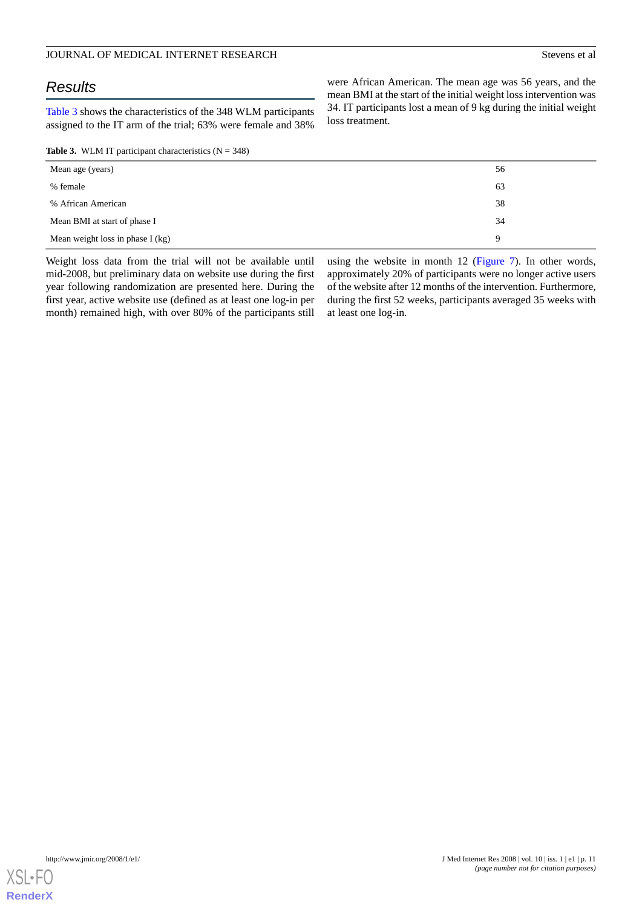## Results

Table 3 shows the characteristics of the 348 WLM participants assigned to the IT arm of the trial; 63% were female and 38% were African American. The mean age was 56 years, and the mean BMI at the start of the initial weight loss intervention was 34. IT participants lost a mean of 9 kg during the initial weight loss treatment.

**Table 3.** WLM IT participant characteristics (N = 348)

| | |
|---|---|
| Mean age (years) | 56 |
| % female | 63 |
| % African American | 38 |
| Mean BMI at start of phase I | 34 |
| Mean weight loss in phase I (kg) | 9 |

Weight loss data from the trial will not be available until mid-2008, but preliminary data on website use during the first year following randomization are presented here. During the first year, active website use (defined as at least one log-in per month) remained high, with over 80% of the participants still using the website in month 12 (Figure 7). In other words, approximately 20% of participants were no longer active users of the website after 12 months of the intervention. Furthermore, during the first 52 weeks, participants averaged 35 weeks with at least one log-in.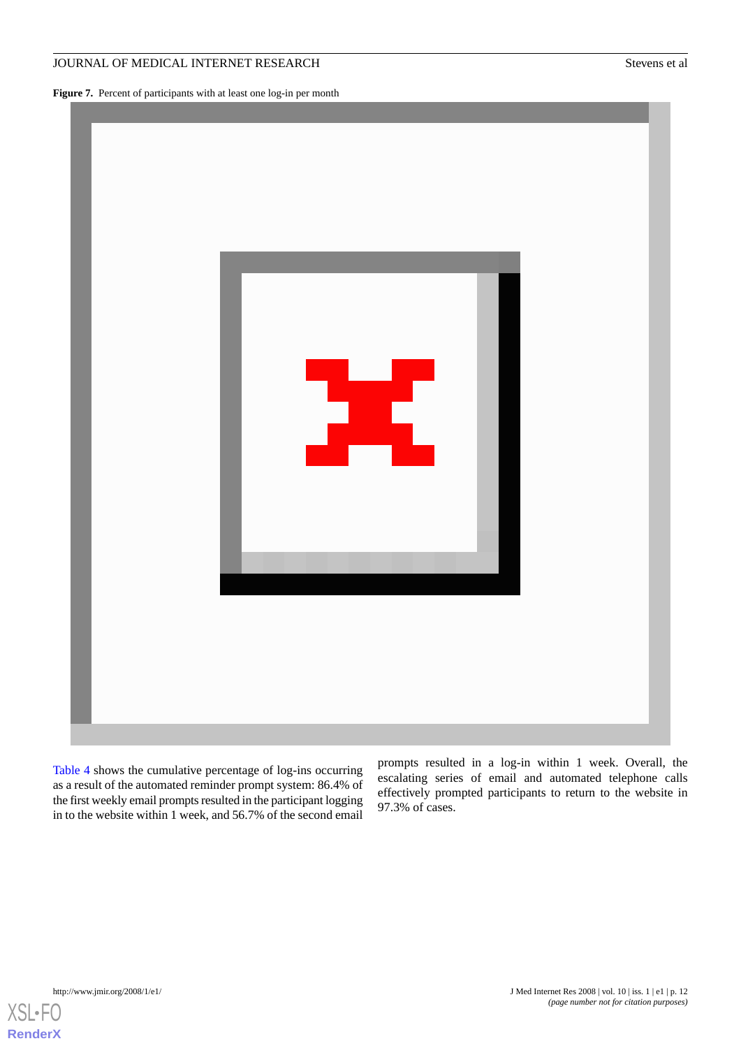**Figure 7.** Percent of participants with at least one log-in per month

Table 4 shows the cumulative percentage of log-ins occurring as a result of the automated reminder prompt system: 86.4% of the first weekly email prompts resulted in the participant logging in to the website within 1 week, and 56.7% of the second email prompts resulted in a log-in within 1 week. Overall, the escalating series of email and automated telephone calls effectively prompted participants to return to the website in 97.3% of cases.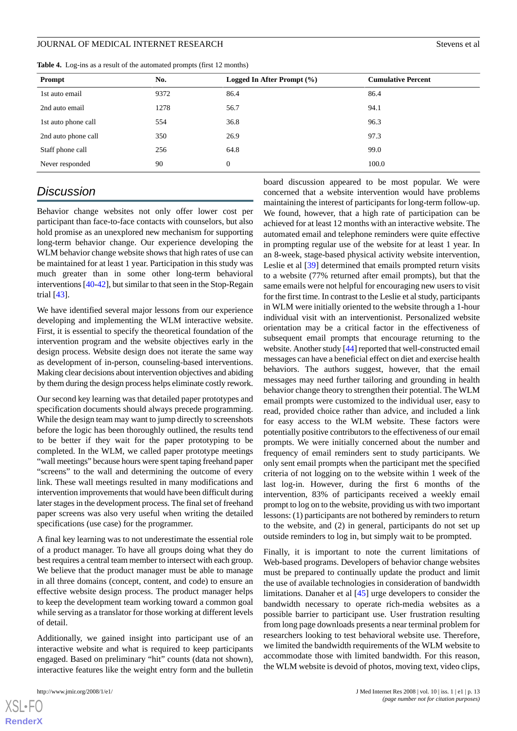**Table 4.** Log-ins as a result of the automated prompts (first 12 months)

| Prompt | No. | Logged In After Prompt (%) | Cumulative Percent |
| --- | --- | --- | --- |
| 1st auto email | 9372 | 86.4 | 86.4 |
| 2nd auto email | 1278 | 56.7 | 94.1 |
| 1st auto phone call | 554 | 36.8 | 96.3 |
| 2nd auto phone call | 350 | 26.9 | 97.3 |
| Staff phone call | 256 | 64.8 | 99.0 |
| Never responded | 90 | 0 | 100.0 |

## Discussion

Behavior change websites not only offer lower cost per participant than face-to-face contacts with counselors, but also hold promise as an unexplored new mechanism for supporting long-term behavior change. Our experience developing the WLM behavior change website shows that high rates of use can be maintained for at least 1 year. Participation in this study was much greater than in some other long-term behavioral interventions [40-42], but similar to that seen in the Stop-Regain trial [43].

We have identified several major lessons from our experience developing and implementing the WLM interactive website. First, it is essential to specify the theoretical foundation of the intervention program and the website objectives early in the design process. Website design does not iterate the same way as development of in-person, counseling-based interventions. Making clear decisions about intervention objectives and abiding by them during the design process helps eliminate costly rework.

Our second key learning was that detailed paper prototypes and specification documents should always precede programming. While the design team may want to jump directly to screenshots before the logic has been thoroughly outlined, the results tend to be better if they wait for the paper prototyping to be completed. In the WLM, we called paper prototype meetings "wall meetings" because hours were spent taping freehand paper "screens" to the wall and determining the outcome of every link. These wall meetings resulted in many modifications and intervention improvements that would have been difficult during later stages in the development process. The final set of freehand paper screens was also very useful when writing the detailed specifications (use case) for the programmer.

A final key learning was to not underestimate the essential role of a product manager. To have all groups doing what they do best requires a central team member to intersect with each group. We believe that the product manager must be able to manage in all three domains (concept, content, and code) to ensure an effective website design process. The product manager helps to keep the development team working toward a common goal while serving as a translator for those working at different levels of detail.

Additionally, we gained insight into participant use of an interactive website and what is required to keep participants engaged. Based on preliminary "hit" counts (data not shown), interactive features like the weight entry form and the bulletin board discussion appeared to be most popular. We were concerned that a website intervention would have problems maintaining the interest of participants for long-term follow-up. We found, however, that a high rate of participation can be achieved for at least 12 months with an interactive website. The automated email and telephone reminders were quite effective in prompting regular use of the website for at least 1 year. In an 8-week, stage-based physical activity website intervention, Leslie et al [39] determined that emails prompted return visits to a website (77% returned after email prompts), but that the same emails were not helpful for encouraging new users to visit for the first time. In contrast to the Leslie et al study, participants in WLM were initially oriented to the website through a 1-hour individual visit with an interventionist. Personalized website orientation may be a critical factor in the effectiveness of subsequent email prompts that encourage returning to the website. Another study [44] reported that well-constructed email messages can have a beneficial effect on diet and exercise health behaviors. The authors suggest, however, that the email messages may need further tailoring and grounding in health behavior change theory to strengthen their potential. The WLM email prompts were customized to the individual user, easy to read, provided choice rather than advice, and included a link for easy access to the WLM website. These factors were potentially positive contributors to the effectiveness of our email prompts. We were initially concerned about the number and frequency of email reminders sent to study participants. We only sent email prompts when the participant met the specified criteria of not logging on to the website within 1 week of the last log-in. However, during the first 6 months of the intervention, 83% of participants received a weekly email prompt to log on to the website, providing us with two important lessons: (1) participants are not bothered by reminders to return to the website, and (2) in general, participants do not set up outside reminders to log in, but simply wait to be prompted.

Finally, it is important to note the current limitations of Web-based programs. Developers of behavior change websites must be prepared to continually update the product and limit the use of available technologies in consideration of bandwidth limitations. Danaher et al [45] urge developers to consider the bandwidth necessary to operate rich-media websites as a possible barrier to participant use. User frustration resulting from long page downloads presents a near terminal problem for researchers looking to test behavioral website use. Therefore, we limited the bandwidth requirements of the WLM website to accommodate those with limited bandwidth. For this reason, the WLM website is devoid of photos, moving text, video clips,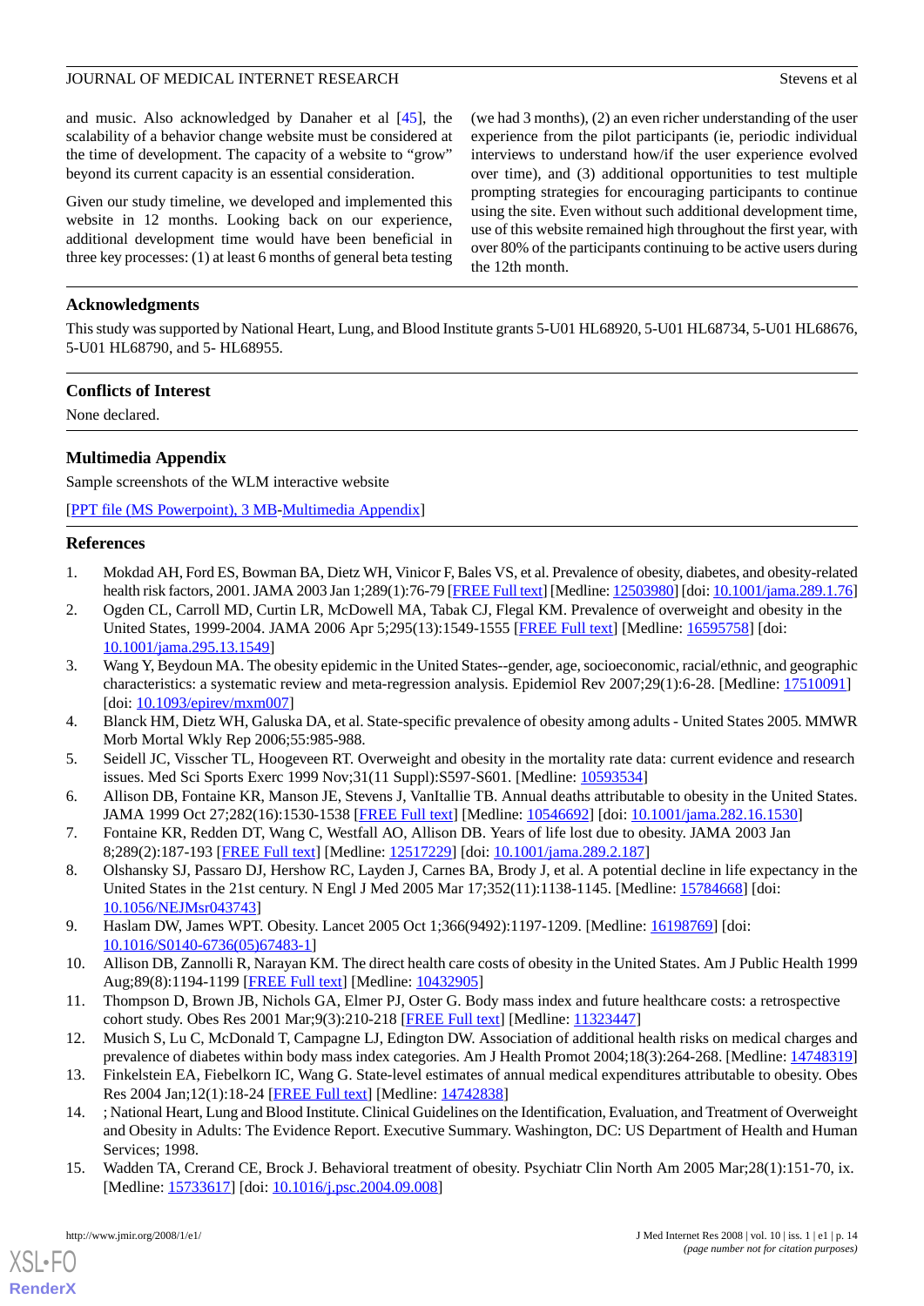and music. Also acknowledged by Danaher et al [45], the scalability of a behavior change website must be considered at the time of development. The capacity of a website to "grow" beyond its current capacity is an essential consideration.

Given our study timeline, we developed and implemented this website in 12 months. Looking back on our experience, additional development time would have been beneficial in three key processes: (1) at least 6 months of general beta testing (we had 3 months), (2) an even richer understanding of the user experience from the pilot participants (ie, periodic individual interviews to understand how/if the user experience evolved over time), and (3) additional opportunities to test multiple prompting strategies for encouraging participants to continue using the site. Even without such additional development time, use of this website remained high throughout the first year, with over 80% of the participants continuing to be active users during the 12th month.

## Acknowledgments

This study was supported by National Heart, Lung, and Blood Institute grants 5-U01 HL68920, 5-U01 HL68734, 5-U01 HL68676, 5-U01 HL68790, and 5- HL68955.

## Conflicts of Interest

None declared.

## Multimedia Appendix

Sample screenshots of the WLM interactive website

[PPT file (MS Powerpoint), 3 MB-Multimedia Appendix]

## References

1. Mokdad AH, Ford ES, Bowman BA, Dietz WH, Vinicor F, Bales VS, et al. Prevalence of obesity, diabetes, and obesity-related health risk factors, 2001. JAMA 2003 Jan 1;289(1):76-79 [FREE Full text] [Medline: 12503980] [doi: 10.1001/jama.289.1.76]
2. Ogden CL, Carroll MD, Curtin LR, McDowell MA, Tabak CJ, Flegal KM. Prevalence of overweight and obesity in the United States, 1999-2004. JAMA 2006 Apr 5;295(13):1549-1555 [FREE Full text] [Medline: 16595758] [doi: 10.1001/jama.295.13.1549]
3. Wang Y, Beydoun MA. The obesity epidemic in the United States--gender, age, socioeconomic, racial/ethnic, and geographic characteristics: a systematic review and meta-regression analysis. Epidemiol Rev 2007;29(1):6-28. [Medline: 17510091] [doi: 10.1093/epirev/mxm007]
4. Blanck HM, Dietz WH, Galuska DA, et al. State-specific prevalence of obesity among adults - United States 2005. MMWR Morb Mortal Wkly Rep 2006;55:985-988.
5. Seidell JC, Visscher TL, Hoogeveen RT. Overweight and obesity in the mortality rate data: current evidence and research issues. Med Sci Sports Exerc 1999 Nov;31(11 Suppl):S597-S601. [Medline: 10593534]
6. Allison DB, Fontaine KR, Manson JE, Stevens J, VanItallie TB. Annual deaths attributable to obesity in the United States. JAMA 1999 Oct 27;282(16):1530-1538 [FREE Full text] [Medline: 10546692] [doi: 10.1001/jama.282.16.1530]
7. Fontaine KR, Redden DT, Wang C, Westfall AO, Allison DB. Years of life lost due to obesity. JAMA 2003 Jan 8;289(2):187-193 [FREE Full text] [Medline: 12517229] [doi: 10.1001/jama.289.2.187]
8. Olshansky SJ, Passaro DJ, Hershow RC, Layden J, Carnes BA, Brody J, et al. A potential decline in life expectancy in the United States in the 21st century. N Engl J Med 2005 Mar 17;352(11):1138-1145. [Medline: 15784668] [doi: 10.1056/NEJMsr043743]
9. Haslam DW, James WPT. Obesity. Lancet 2005 Oct 1;366(9492):1197-1209. [Medline: 16198769] [doi: 10.1016/S0140-6736(05)67483-1]
10. Allison DB, Zannolli R, Narayan KM. The direct health care costs of obesity in the United States. Am J Public Health 1999 Aug;89(8):1194-1199 [FREE Full text] [Medline: 10432905]
11. Thompson D, Brown JB, Nichols GA, Elmer PJ, Oster G. Body mass index and future healthcare costs: a retrospective cohort study. Obes Res 2001 Mar;9(3):210-218 [FREE Full text] [Medline: 11323447]
12. Musich S, Lu C, McDonald T, Campagne LJ, Edington DW. Association of additional health risks on medical charges and prevalence of diabetes within body mass index categories. Am J Health Promot 2004;18(3):264-268. [Medline: 14748319]
13. Finkelstein EA, Fiebelkorn IC, Wang G. State-level estimates of annual medical expenditures attributable to obesity. Obes Res 2004 Jan;12(1):18-24 [FREE Full text] [Medline: 14742838]
14. ; National Heart, Lung and Blood Institute. Clinical Guidelines on the Identification, Evaluation, and Treatment of Overweight and Obesity in Adults: The Evidence Report. Executive Summary. Washington, DC: US Department of Health and Human Services; 1998.
15. Wadden TA, Crerand CE, Brock J. Behavioral treatment of obesity. Psychiatr Clin North Am 2005 Mar;28(1):151-70, ix. [Medline: 15733617] [doi: 10.1016/j.psc.2004.09.008]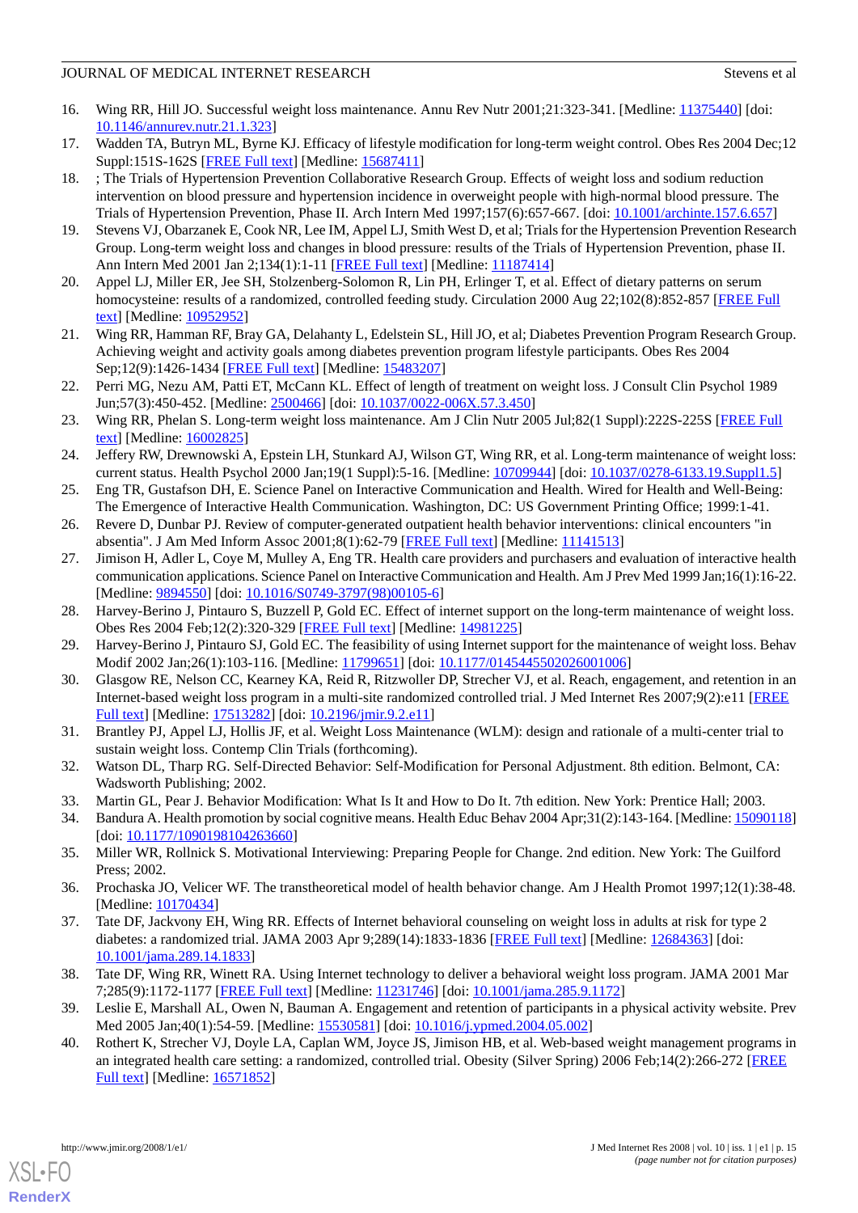16. Wing RR, Hill JO. Successful weight loss maintenance. Annu Rev Nutr 2001;21:323-341. [Medline: 11375440] [doi: 10.1146/annurev.nutr.21.1.323]
17. Wadden TA, Butryn ML, Byrne KJ. Efficacy of lifestyle modification for long-term weight control. Obes Res 2004 Dec;12 Suppl:151S-162S [FREE Full text] [Medline: 15687411]
18. ; The Trials of Hypertension Prevention Collaborative Research Group. Effects of weight loss and sodium reduction intervention on blood pressure and hypertension incidence in overweight people with high-normal blood pressure. The Trials of Hypertension Prevention, Phase II. Arch Intern Med 1997;157(6):657-667. [doi: 10.1001/archinte.157.6.657]
19. Stevens VJ, Obarzanek E, Cook NR, Lee IM, Appel LJ, Smith West D, et al; Trials for the Hypertension Prevention Research Group. Long-term weight loss and changes in blood pressure: results of the Trials of Hypertension Prevention, phase II. Ann Intern Med 2001 Jan 2;134(1):1-11 [FREE Full text] [Medline: 11187414]
20. Appel LJ, Miller ER, Jee SH, Stolzenberg-Solomon R, Lin PH, Erlinger T, et al. Effect of dietary patterns on serum homocysteine: results of a randomized, controlled feeding study. Circulation 2000 Aug 22;102(8):852-857 [FREE Full text] [Medline: 10952952]
21. Wing RR, Hamman RF, Bray GA, Delahanty L, Edelstein SL, Hill JO, et al; Diabetes Prevention Program Research Group. Achieving weight and activity goals among diabetes prevention program lifestyle participants. Obes Res 2004 Sep;12(9):1426-1434 [FREE Full text] [Medline: 15483207]
22. Perri MG, Nezu AM, Patti ET, McCann KL. Effect of length of treatment on weight loss. J Consult Clin Psychol 1989 Jun;57(3):450-452. [Medline: 2500466] [doi: 10.1037/0022-006X.57.3.450]
23. Wing RR, Phelan S. Long-term weight loss maintenance. Am J Clin Nutr 2005 Jul;82(1 Suppl):222S-225S [FREE Full text] [Medline: 16002825]
24. Jeffery RW, Drewnowski A, Epstein LH, Stunkard AJ, Wilson GT, Wing RR, et al. Long-term maintenance of weight loss: current status. Health Psychol 2000 Jan;19(1 Suppl):5-16. [Medline: 10709944] [doi: 10.1037/0278-6133.19.Suppl1.5]
25. Eng TR, Gustafson DH, E. Science Panel on Interactive Communication and Health. Wired for Health and Well-Being: The Emergence of Interactive Health Communication. Washington, DC: US Government Printing Office; 1999:1-41.
26. Revere D, Dunbar PJ. Review of computer-generated outpatient health behavior interventions: clinical encounters "in absentia". J Am Med Inform Assoc 2001;8(1):62-79 [FREE Full text] [Medline: 11141513]
27. Jimison H, Adler L, Coye M, Mulley A, Eng TR. Health care providers and purchasers and evaluation of interactive health communication applications. Science Panel on Interactive Communication and Health. Am J Prev Med 1999 Jan;16(1):16-22. [Medline: 9894550] [doi: 10.1016/S0749-3797(98)00105-6]
28. Harvey-Berino J, Pintauro S, Buzzell P, Gold EC. Effect of internet support on the long-term maintenance of weight loss. Obes Res 2004 Feb;12(2):320-329 [FREE Full text] [Medline: 14981225]
29. Harvey-Berino J, Pintauro SJ, Gold EC. The feasibility of using Internet support for the maintenance of weight loss. Behav Modif 2002 Jan;26(1):103-116. [Medline: 11799651] [doi: 10.1177/0145445502026001006]
30. Glasgow RE, Nelson CC, Kearney KA, Reid R, Ritzwoller DP, Strecher VJ, et al. Reach, engagement, and retention in an Internet-based weight loss program in a multi-site randomized controlled trial. J Med Internet Res 2007;9(2):e11 [FREE Full text] [Medline: 17513282] [doi: 10.2196/jmir.9.2.e11]
31. Brantley PJ, Appel LJ, Hollis JF, et al. Weight Loss Maintenance (WLM): design and rationale of a multi-center trial to sustain weight loss. Contemp Clin Trials (forthcoming).
32. Watson DL, Tharp RG. Self-Directed Behavior: Self-Modification for Personal Adjustment. 8th edition. Belmont, CA: Wadsworth Publishing; 2002.
33. Martin GL, Pear J. Behavior Modification: What Is It and How to Do It. 7th edition. New York: Prentice Hall; 2003.
34. Bandura A. Health promotion by social cognitive means. Health Educ Behav 2004 Apr;31(2):143-164. [Medline: 15090118] [doi: 10.1177/1090198104263660]
35. Miller WR, Rollnick S. Motivational Interviewing: Preparing People for Change. 2nd edition. New York: The Guilford Press; 2002.
36. Prochaska JO, Velicer WF. The transtheoretical model of health behavior change. Am J Health Promot 1997;12(1):38-48. [Medline: 10170434]
37. Tate DF, Jackvony EH, Wing RR. Effects of Internet behavioral counseling on weight loss in adults at risk for type 2 diabetes: a randomized trial. JAMA 2003 Apr 9;289(14):1833-1836 [FREE Full text] [Medline: 12684363] [doi: 10.1001/jama.289.14.1833]
38. Tate DF, Wing RR, Winett RA. Using Internet technology to deliver a behavioral weight loss program. JAMA 2001 Mar 7;285(9):1172-1177 [FREE Full text] [Medline: 11231746] [doi: 10.1001/jama.285.9.1172]
39. Leslie E, Marshall AL, Owen N, Bauman A. Engagement and retention of participants in a physical activity website. Prev Med 2005 Jan;40(1):54-59. [Medline: 15530581] [doi: 10.1016/j.ypmed.2004.05.002]
40. Rothert K, Strecher VJ, Doyle LA, Caplan WM, Joyce JS, Jimison HB, et al. Web-based weight management programs in an integrated health care setting: a randomized, controlled trial. Obesity (Silver Spring) 2006 Feb;14(2):266-272 [FREE Full text] [Medline: 16571852]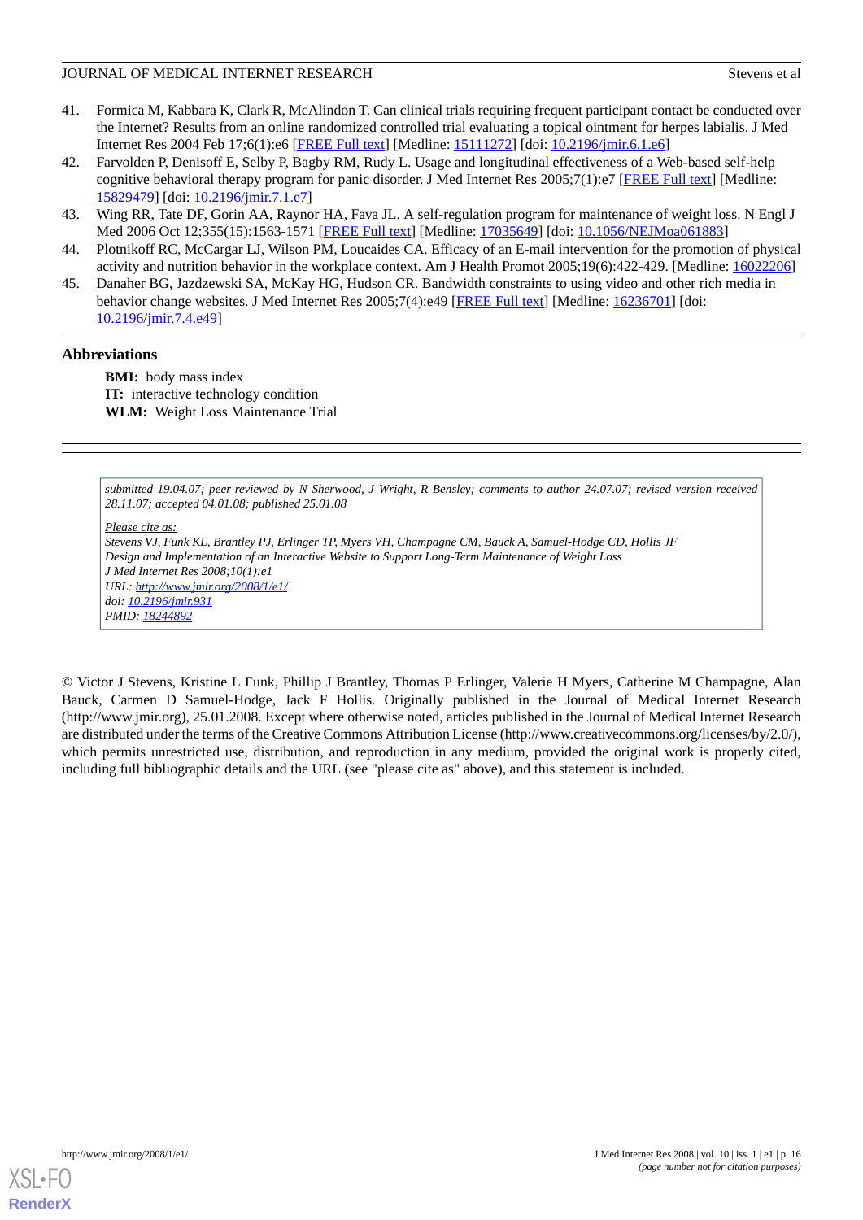41. Formica M, Kabbara K, Clark R, McAlindon T. Can clinical trials requiring frequent participant contact be conducted over the Internet? Results from an online randomized controlled trial evaluating a topical ointment for herpes labialis. J Med Internet Res 2004 Feb 17;6(1):e6 [FREE Full text] [Medline: 15111272] [doi: 10.2196/jmir.6.1.e6]
42. Farvolden P, Denisoff E, Selby P, Bagby RM, Rudy L. Usage and longitudinal effectiveness of a Web-based self-help cognitive behavioral therapy program for panic disorder. J Med Internet Res 2005;7(1):e7 [FREE Full text] [Medline: 15829479] [doi: 10.2196/jmir.7.1.e7]
43. Wing RR, Tate DF, Gorin AA, Raynor HA, Fava JL. A self-regulation program for maintenance of weight loss. N Engl J Med 2006 Oct 12;355(15):1563-1571 [FREE Full text] [Medline: 17035649] [doi: 10.1056/NEJMoa061883]
44. Plotnikoff RC, McCargar LJ, Wilson PM, Loucaides CA. Efficacy of an E-mail intervention for the promotion of physical activity and nutrition behavior in the workplace context. Am J Health Promot 2005;19(6):422-429. [Medline: 16022206]
45. Danaher BG, Jazdzewski SA, McKay HG, Hudson CR. Bandwidth constraints to using video and other rich media in behavior change websites. J Med Internet Res 2005;7(4):e49 [FREE Full text] [Medline: 16236701] [doi: 10.2196/jmir.7.4.e49]

## Abbreviations

**BMI:** body mass index
**IT:** interactive technology condition
**WLM:** Weight Loss Maintenance Trial

*submitted 19.04.07; peer-reviewed by N Sherwood, J Wright, R Bensley; comments to author 24.07.07; revised version received 28.11.07; accepted 04.01.08; published 25.01.08*

*Please cite as:*
*Stevens VJ, Funk KL, Brantley PJ, Erlinger TP, Myers VH, Champagne CM, Bauck A, Samuel-Hodge CD, Hollis JF*
*Design and Implementation of an Interactive Website to Support Long-Term Maintenance of Weight Loss*
*J Med Internet Res 2008;10(1):e1*
*URL: http://www.jmir.org/2008/1/e1/*
*doi: 10.2196/jmir.931*
*PMID: 18244892*

© Victor J Stevens, Kristine L Funk, Phillip J Brantley, Thomas P Erlinger, Valerie H Myers, Catherine M Champagne, Alan Bauck, Carmen D Samuel-Hodge, Jack F Hollis. Originally published in the Journal of Medical Internet Research (http://www.jmir.org), 25.01.2008. Except where otherwise noted, articles published in the Journal of Medical Internet Research are distributed under the terms of the Creative Commons Attribution License (http://www.creativecommons.org/licenses/by/2.0/), which permits unrestricted use, distribution, and reproduction in any medium, provided the original work is properly cited, including full bibliographic details and the URL (see "please cite as" above), and this statement is included.